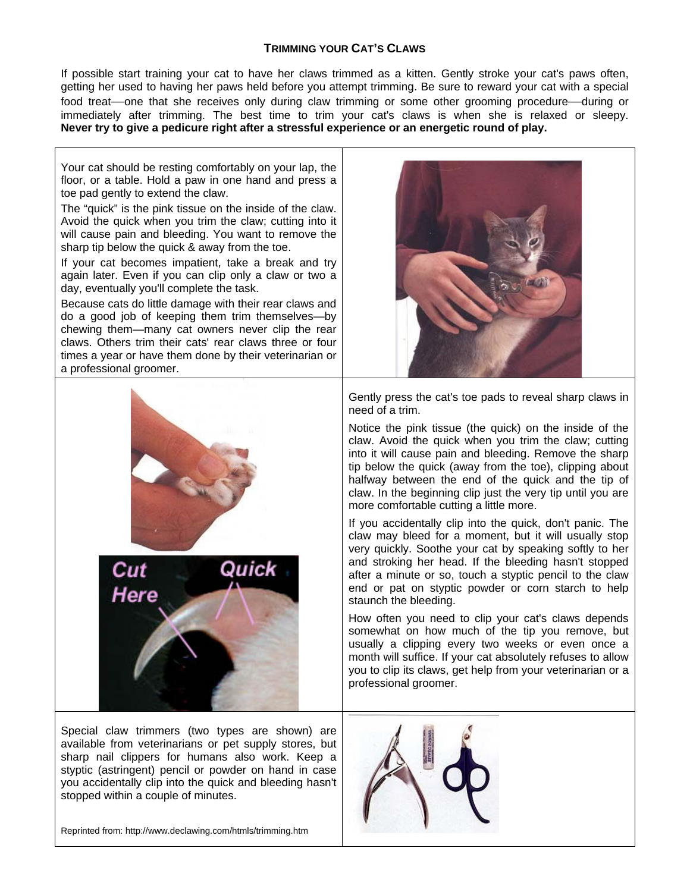# TRIMMING YOUR CAT'S CLAWS

If possible start training your cat to have her claws trimmed as a kitten. Gently stroke your cat's paws often, getting her used to having her paws held before you attempt trimming. Be sure to reward your cat with a special food treat—one that she receives only during claw trimming or some other grooming procedure—during or immediately after trimming. The best time to trim your cat's claws is when she is relaxed or sleepy. **Never try to give a pedicure right after a stressful experience or an energetic round of play.**

Your cat should be resting comfortably on your lap, the floor, or a table. Hold a paw in one hand and press a toe pad gently to extend the claw.

The "quick" is the pink tissue on the inside of the claw. Avoid the quick when you trim the claw; cutting into it will cause pain and bleeding. You want to remove the sharp tip below the quick & away from the toe.

If your cat becomes impatient, take a break and try again later. Even if you can clip only a claw or two a day, eventually you'll complete the task.

Because cats do little damage with their rear claws and do a good job of keeping them trim themselves—by chewing them—many cat owners never clip the rear claws. Others trim their cats' rear claws three or four times a year or have them done by their veterinarian or a professional groomer.

Gently press the cat's toe pads to reveal sharp claws in need of a trim.

Notice the pink tissue (the quick) on the inside of the claw. Avoid the quick when you trim the claw; cutting into it will cause pain and bleeding. Remove the sharp tip below the quick (away from the toe), clipping about halfway between the end of the quick and the tip of claw. In the beginning clip just the very tip until you are more comfortable cutting a little more.

If you accidentally clip into the quick, don't panic. The claw may bleed for a moment, but it will usually stop very quickly. Soothe your cat by speaking softly to her and stroking her head. If the bleeding hasn't stopped after a minute or so, touch a styptic pencil to the claw end or pat on styptic powder or corn starch to help staunch the bleeding.

How often you need to clip your cat's claws depends somewhat on how much of the tip you remove, but usually a clipping every two weeks or even once a month will suffice. If your cat absolutely refuses to allow you to clip its claws, get help from your veterinarian or a professional groomer.

Special claw trimmers (two types are shown) are available from veterinarians or pet supply stores, but sharp nail clippers for humans also work. Keep a styptic (astringent) pencil or powder on hand in case you accidentally clip into the quick and bleeding hasn't stopped within a couple of minutes.

Reprinted from: http://www.declawing.com/htmls/trimming.htm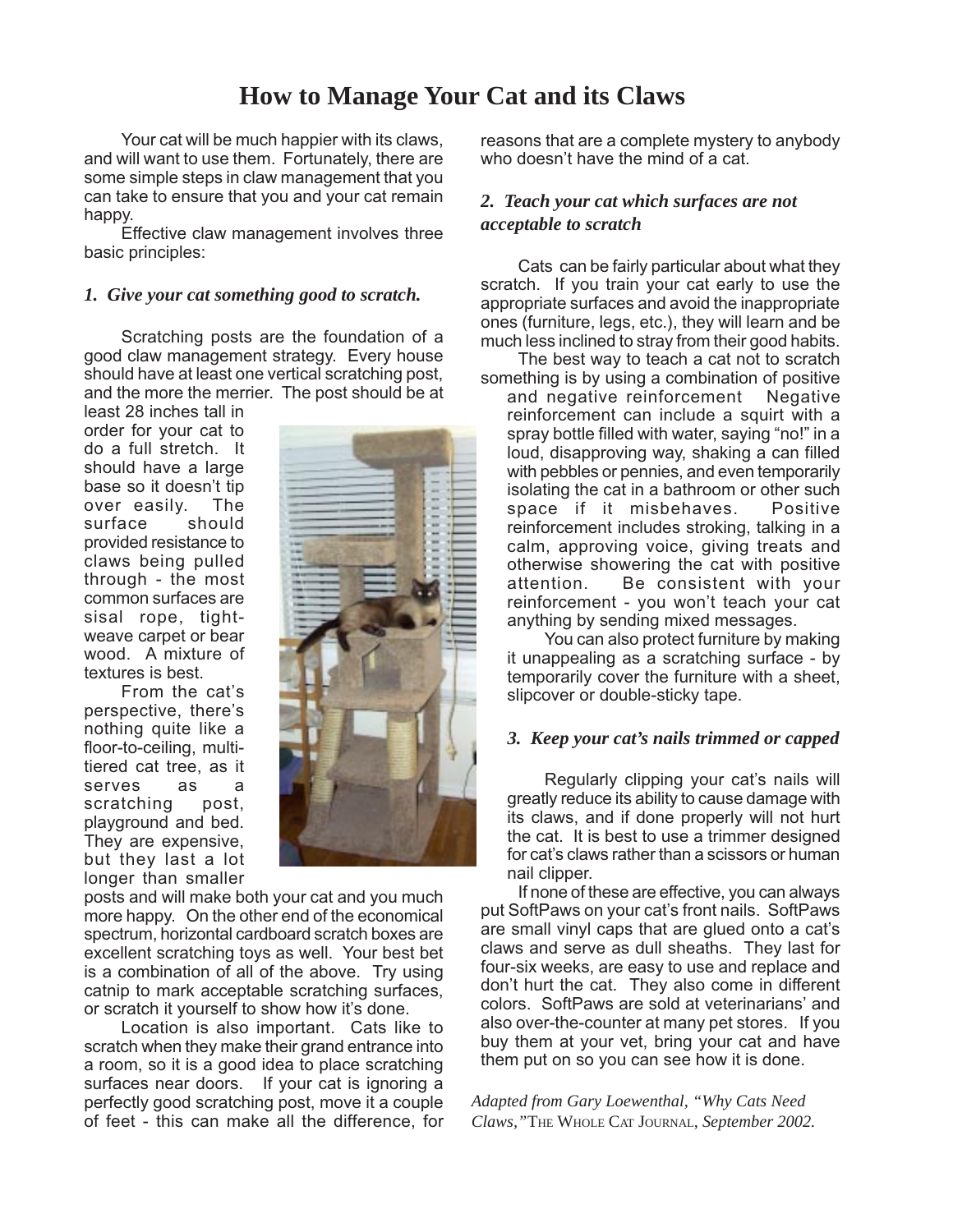# How to Manage Your Cat and its Claws

Your cat will be much happier with its claws, and will want to use them. Fortunately, there are some simple steps in claw management that you can take to ensure that you and your cat remain happy.

Effective claw management involves three basic principles:

### *1. Give your cat something good to scratch.*

Scratching posts are the foundation of a good claw management strategy. Every house should have at least one vertical scratching post, and the more the merrier. The post should be at least 28 inches tall in order for your cat to do a full stretch. It should have a large base so it doesn't tip over easily. The surface should provided resistance to claws being pulled through - the most common surfaces are sisal rope, tight-weave carpet or bear wood. A mixture of textures is best.

From the cat's perspective, there's nothing quite like a floor-to-ceiling, multi-tiered cat tree, as it serves as a scratching post, playground and bed. They are expensive, but they last a lot longer than smaller posts and will make both your cat and you much more happy. On the other end of the economical spectrum, horizontal cardboard scratch boxes are excellent scratching toys as well. Your best bet is a combination of all of the above. Try using catnip to mark acceptable scratching surfaces, or scratch it yourself to show how it's done.

Location is also important. Cats like to scratch when they make their grand entrance into a room, so it is a good idea to place scratching surfaces near doors. If your cat is ignoring a perfectly good scratching post, move it a couple of feet - this can make all the difference, for reasons that are a complete mystery to anybody who doesn't have the mind of a cat.

### *2. Teach your cat which surfaces are not acceptable to scratch*

Cats can be fairly particular about what they scratch. If you train your cat early to use the appropriate surfaces and avoid the inappropriate ones (furniture, legs, etc.), they will learn and be much less inclined to stray from their good habits.

The best way to teach a cat not to scratch something is by using a combination of positive and negative reinforcement Negative reinforcement can include a squirt with a spray bottle filled with water, saying "no!" in a loud, disapproving way, shaking a can filled with pebbles or pennies, and even temporarily isolating the cat in a bathroom or other such space if it misbehaves. Positive reinforcement includes stroking, talking in a calm, approving voice, giving treats and otherwise showering the cat with positive attention. Be consistent with your reinforcement - you won't teach your cat anything by sending mixed messages.

You can also protect furniture by making it unappealing as a scratching surface - by temporarily cover the furniture with a sheet, slipcover or double-sticky tape.

### *3. Keep your cat's nails trimmed or capped*

Regularly clipping your cat's nails will greatly reduce its ability to cause damage with its claws, and if done properly will not hurt the cat. It is best to use a trimmer designed for cat's claws rather than a scissors or human nail clipper.

If none of these are effective, you can always put SoftPaws on your cat's front nails. SoftPaws are small vinyl caps that are glued onto a cat's claws and serve as dull sheaths. They last for four-six weeks, are easy to use and replace and don't hurt the cat. They also come in different colors. SoftPaws are sold at veterinarians' and also over-the-counter at many pet stores. If you buy them at your vet, bring your cat and have them put on so you can see how it is done.

*Adapted from Gary Loewenthal, "Why Cats Need Claws,"* The Whole Cat Journal*, September 2002.*